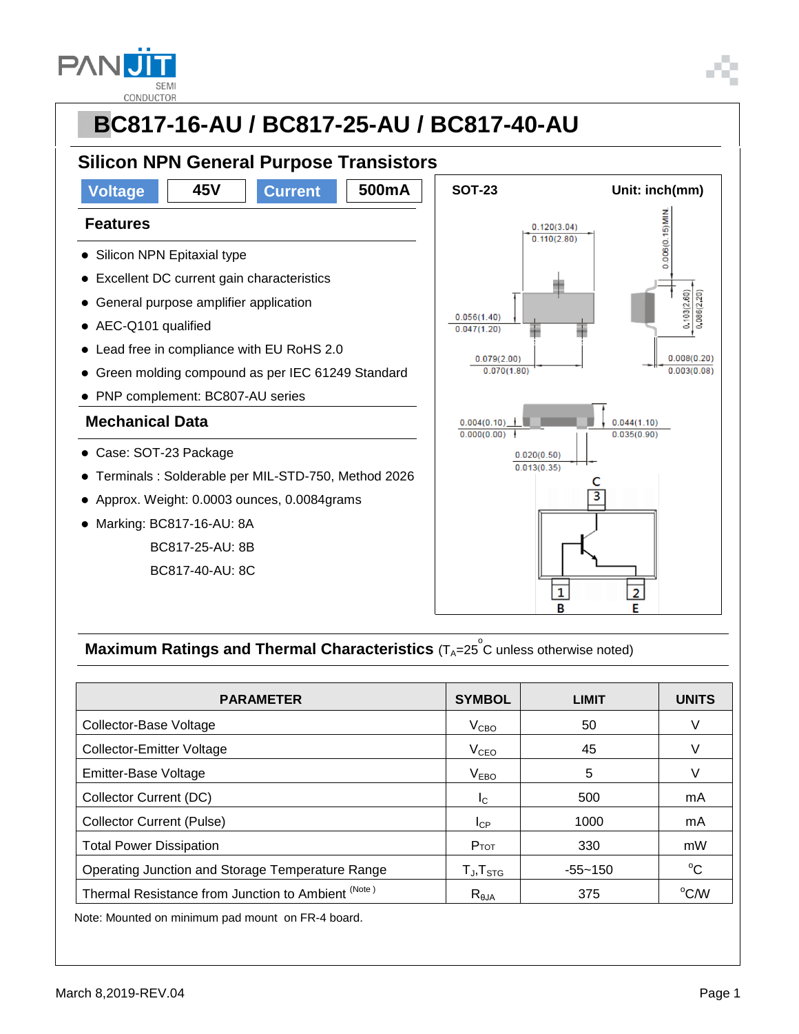# BC817-16-AU / BC817-25-AU / BC817-40-AU

## Silicon NPN General Purpose Transistors

| Voltage | 45V | Current | 500mA |
|---|---|---|---|

### Features

- Silicon NPN Epitaxial type
- Excellent DC current gain characteristics
- General purpose amplifier application
- AEC-Q101 qualified
- Lead free in compliance with EU RoHS 2.0
- Green molding compound as per IEC 61249 Standard
- PNP complement: BC807-AU series

### Mechanical Data

- Case: SOT-23 Package
- Terminals : Solderable per MIL-STD-750, Method 2026
- Approx. Weight: 0.0003 ounces, 0.0084grams
- Marking: BC817-16-AU: 8A
  BC817-25-AU: 8B
  BC817-40-AU: 8C

SOT-23 Unit: inch(mm)

0.120(3.04) 0.110(2.80)
0.006(0.15)MIN
0.056(1.40) 0.047(1.20)
0.103(2.60) 0.086(2.20)
0.079(2.00) 0.070(1.80)
0.008(0.20) 0.003(0.08)
0.004(0.10) 0.000(0.00)
0.044(1.10) 0.035(0.90)
0.020(0.50) 0.013(0.35)

C 3, 1 B, 2 E

## Maximum Ratings and Thermal Characteristics ($T_A$=25 °C unless otherwise noted)

| PARAMETER | SYMBOL | LIMIT | UNITS |
|---|---|---|---|
| Collector-Base Voltage | $V_{CBO}$ | 50 | V |
| Collector-Emitter Voltage | $V_{CEO}$ | 45 | V |
| Emitter-Base Voltage | $V_{EBO}$ | 5 | V |
| Collector Current (DC) | $I_C$ | 500 | mA |
| Collector Current (Pulse) | $I_{CP}$ | 1000 | mA |
| Total Power Dissipation | $P_{TOT}$ | 330 | mW |
| Operating Junction and Storage Temperature Range | $T_J$,$T_{STG}$ | -55~150 | °C |
| Thermal Resistance from Junction to Ambient (Note) | $R_{\theta JA}$ | 375 | °C/W |

Note: Mounted on minimum pad mount on FR-4 board.

March 8,2019-REV.04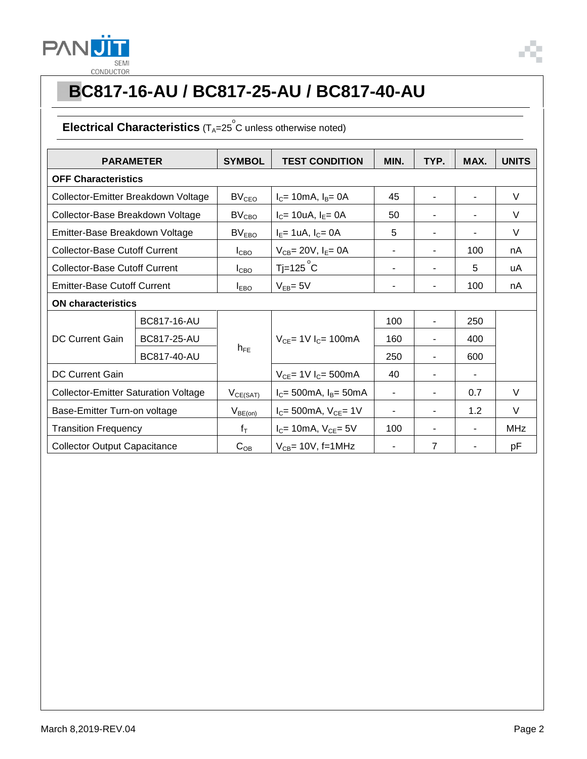# BC817-16-AU / BC817-25-AU / BC817-40-AU

## Electrical Characteristics ($T_A$=25 °C unless otherwise noted)

| PARAMETER | | SYMBOL | TEST CONDITION | MIN. | TYP. | MAX. | UNITS |
|---|---|---|---|---|---|---|---|
| **OFF Characteristics** | | | | | | | |
| Collector-Emitter Breakdown Voltage | | $BV_{CEO}$ | $I_C$= 10mA, $I_B$= 0A | 45 | - | - | V |
| Collector-Base Breakdown Voltage | | $BV_{CBO}$ | $I_C$= 10uA, $I_E$= 0A | 50 | - | - | V |
| Emitter-Base Breakdown Voltage | | $BV_{EBO}$ | $I_E$= 1uA, $I_C$= 0A | 5 | - | - | V |
| Collector-Base Cutoff Current | | $I_{CBO}$ | $V_{CB}$= 20V, $I_E$= 0A | - | - | 100 | nA |
| Collector-Base Cutoff Current | | $I_{CBO}$ | Tj=125 °C | - | - | 5 | uA |
| Emitter-Base Cutoff Current | | $I_{EBO}$ | $V_{EB}$= 5V | - | - | 100 | nA |
| **ON characteristics** | | | | | | | |
| DC Current Gain | BC817-16-AU | $h_{FE}$ | $V_{CE}$= 1V $I_C$= 100mA | 100 | - | 250 | |
| | BC817-25-AU | | | 160 | - | 400 | |
| | BC817-40-AU | | | 250 | - | 600 | |
| DC Current Gain | | | $V_{CE}$= 1V $I_C$= 500mA | 40 | - | - | |
| Collector-Emitter Saturation Voltage | | $V_{CE(SAT)}$ | $I_C$= 500mA, $I_B$= 50mA | - | - | 0.7 | V |
| Base-Emitter Turn-on voltage | | $V_{BE(on)}$ | $I_C$= 500mA, $V_{CE}$= 1V | - | - | 1.2 | V |
| Transition Frequency | | $f_T$ | $I_C$= 10mA, $V_{CE}$= 5V | 100 | - | - | MHz |
| Collector Output Capacitance | | $C_{OB}$ | $V_{CB}$= 10V, f=1MHz | - | 7 | - | pF |

March 8,2019-REV.04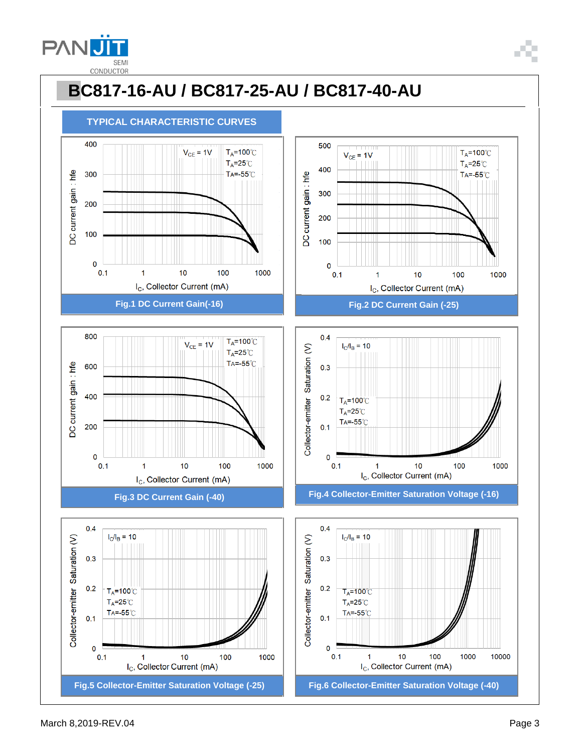# BC817-16-AU / BC817-25-AU / BC817-40-AU

## TYPICAL CHARACTERISTIC CURVES

Fig.1 DC Current Gain(-16)

Fig.2 DC Current Gain (-25)

Fig.3 DC Current Gain (-40)

Fig.4 Collector-Emitter Saturation Voltage (-16)

Fig.5 Collector-Emitter Saturation Voltage (-25)

Fig.6 Collector-Emitter Saturation Voltage (-40)

March 8,2019-REV.04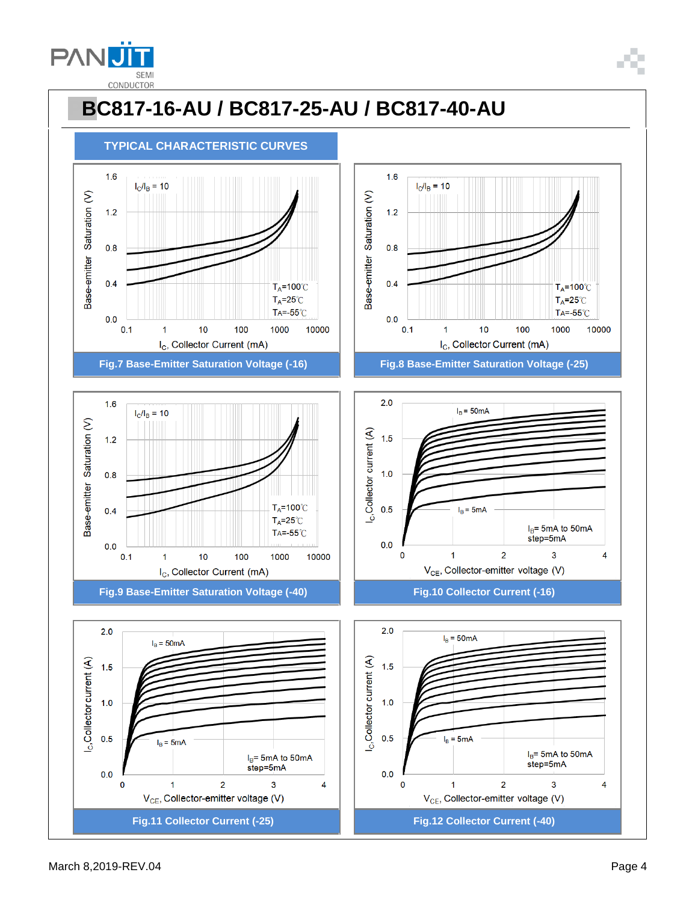# BC817-16-AU / BC817-25-AU / BC817-40-AU

## TYPICAL CHARACTERISTIC CURVES

Fig.7 Base-Emitter Saturation Voltage (-16)

Fig.8 Base-Emitter Saturation Voltage (-25)

Fig.9 Base-Emitter Saturation Voltage (-40)

Fig.10 Collector Current (-16)

Fig.11 Collector Current (-25)

Fig.12 Collector Current (-40)

March 8,2019-REV.04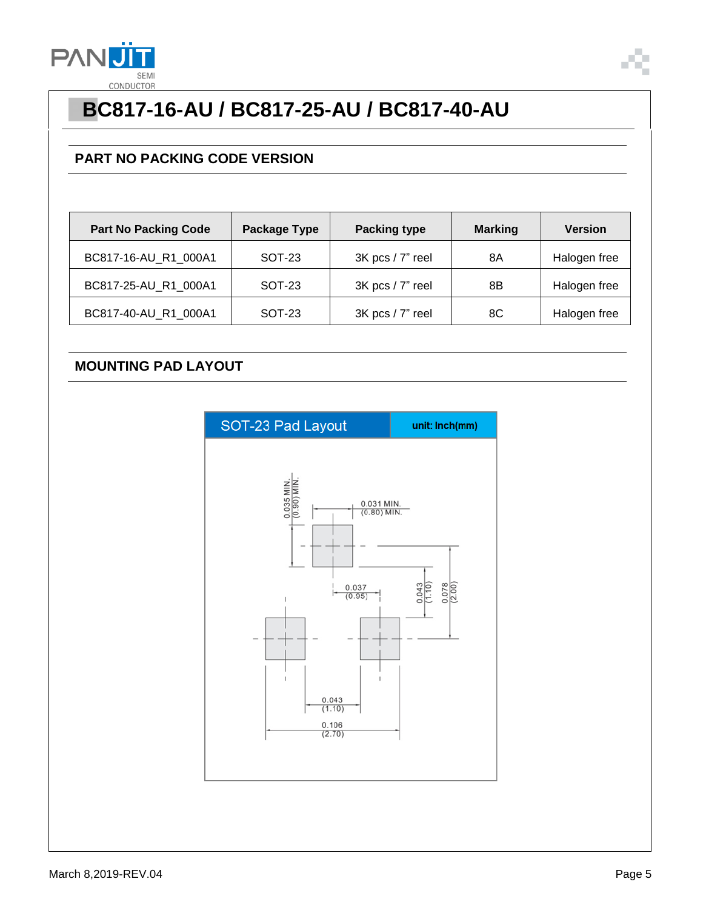# BC817-16-AU / BC817-25-AU / BC817-40-AU

## PART NO PACKING CODE VERSION

| Part No Packing Code | Package Type | Packing type | Marking | Version |
|---|---|---|---|---|
| BC817-16-AU_R1_000A1 | SOT-23 | 3K pcs / 7" reel | 8A | Halogen free |
| BC817-25-AU_R1_000A1 | SOT-23 | 3K pcs / 7" reel | 8B | Halogen free |
| BC817-40-AU_R1_000A1 | SOT-23 | 3K pcs / 7" reel | 8C | Halogen free |

## MOUNTING PAD LAYOUT

SOT-23 Pad Layout    unit: Inch(mm)

- 0.035 MIN. (0.90) MIN.
- 0.031 MIN. (0.80) MIN.
- 0.037 (0.95)
- 0.043 (1.10)
- 0.078 (2.00)
- 0.043 (1.10)
- 0.106 (2.70)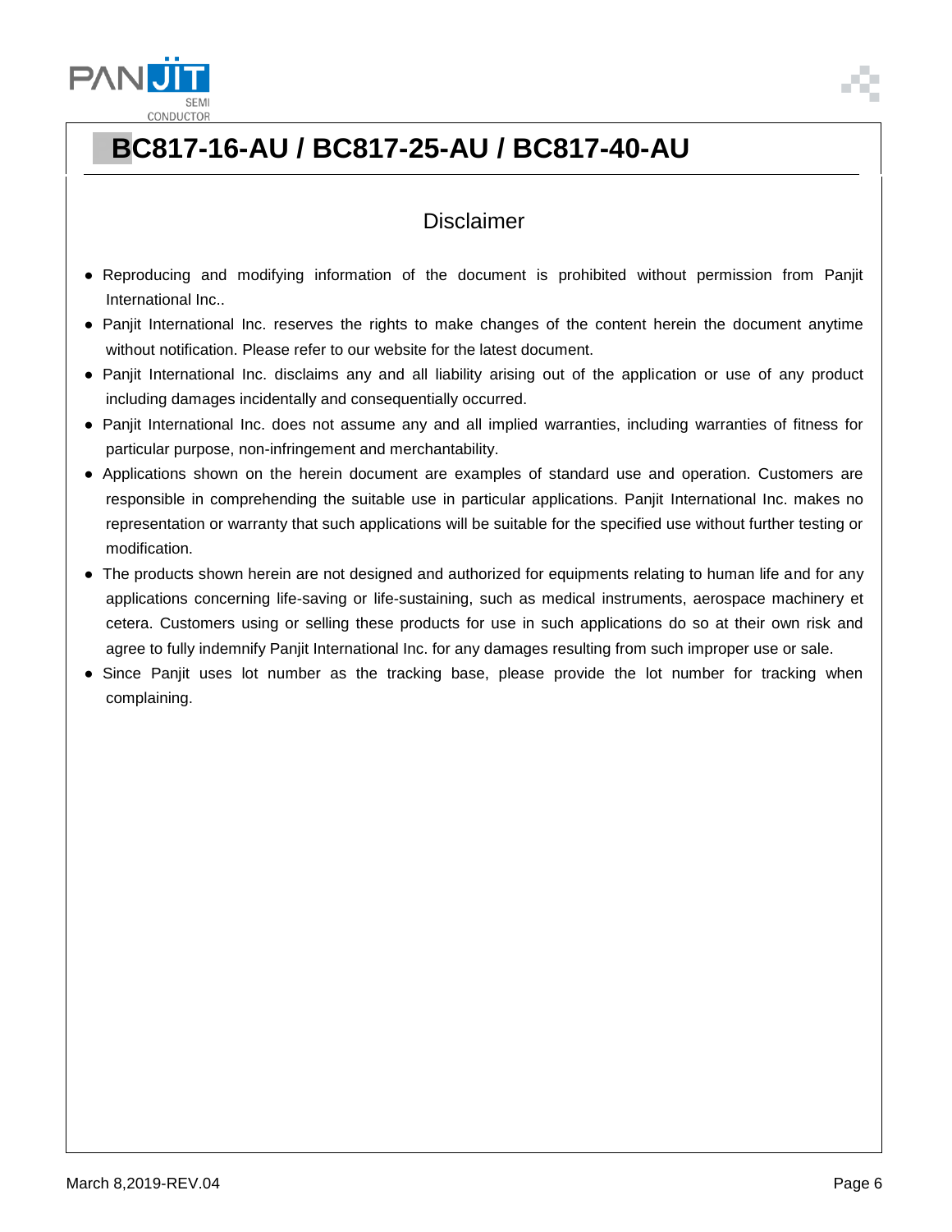# BC817-16-AU / BC817-25-AU / BC817-40-AU

## Disclaimer

- Reproducing and modifying information of the document is prohibited without permission from Panjit International Inc..
- Panjit International Inc. reserves the rights to make changes of the content herein the document anytime without notification. Please refer to our website for the latest document.
- Panjit International Inc. disclaims any and all liability arising out of the application or use of any product including damages incidentally and consequentially occurred.
- Panjit International Inc. does not assume any and all implied warranties, including warranties of fitness for particular purpose, non-infringement and merchantability.
- Applications shown on the herein document are examples of standard use and operation. Customers are responsible in comprehending the suitable use in particular applications. Panjit International Inc. makes no representation or warranty that such applications will be suitable for the specified use without further testing or modification.
- The products shown herein are not designed and authorized for equipments relating to human life and for any applications concerning life-saving or life-sustaining, such as medical instruments, aerospace machinery et cetera. Customers using or selling these products for use in such applications do so at their own risk and agree to fully indemnify Panjit International Inc. for any damages resulting from such improper use or sale.
- Since Panjit uses lot number as the tracking base, please provide the lot number for tracking when complaining.

March 8,2019-REV.04